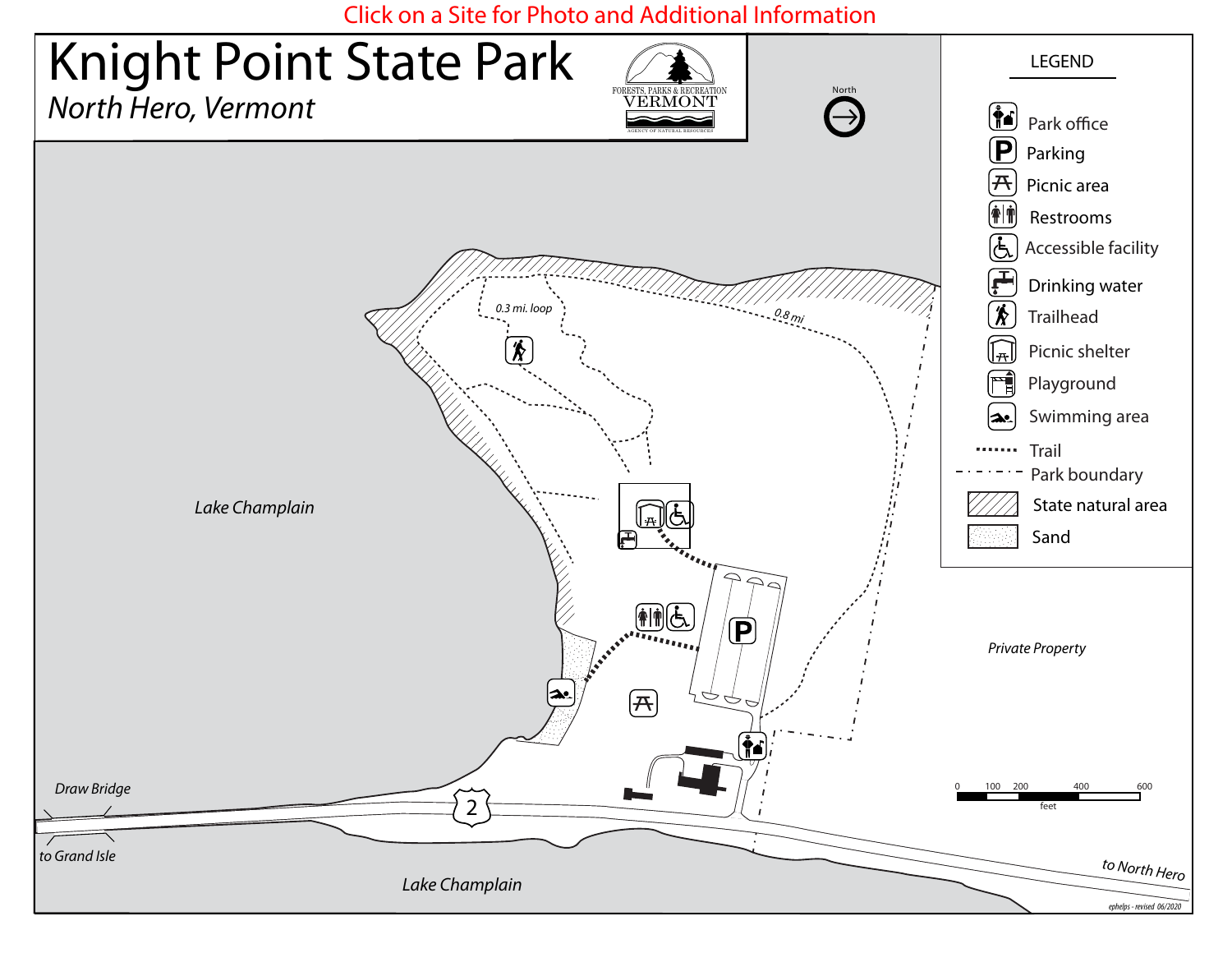Click on a Site for Photo and Additional Information

# Knight Point State Park

*North Hero, Vermont*

FORESTS, PARKS & RECREATION
VERMONT
AGENCY OF NATURAL RESOURCES

North

## LEGEND

- Park office
- Parking
- Picnic area
- Restrooms
- Accessible facility
- Drinking water
- Trailhead
- Picnic shelter
- Playground
- Swimming area
- Trail
- Park boundary
- State natural area
- Sand

*Lake Champlain*

*0.3 mi. loop*

*0.8 mi*

*Private Property*

*Draw Bridge*

*to Grand Isle*

2

*Lake Champlain*

*to North Hero*

0 100 200 400 600
feet

ephelps - revised 06/2020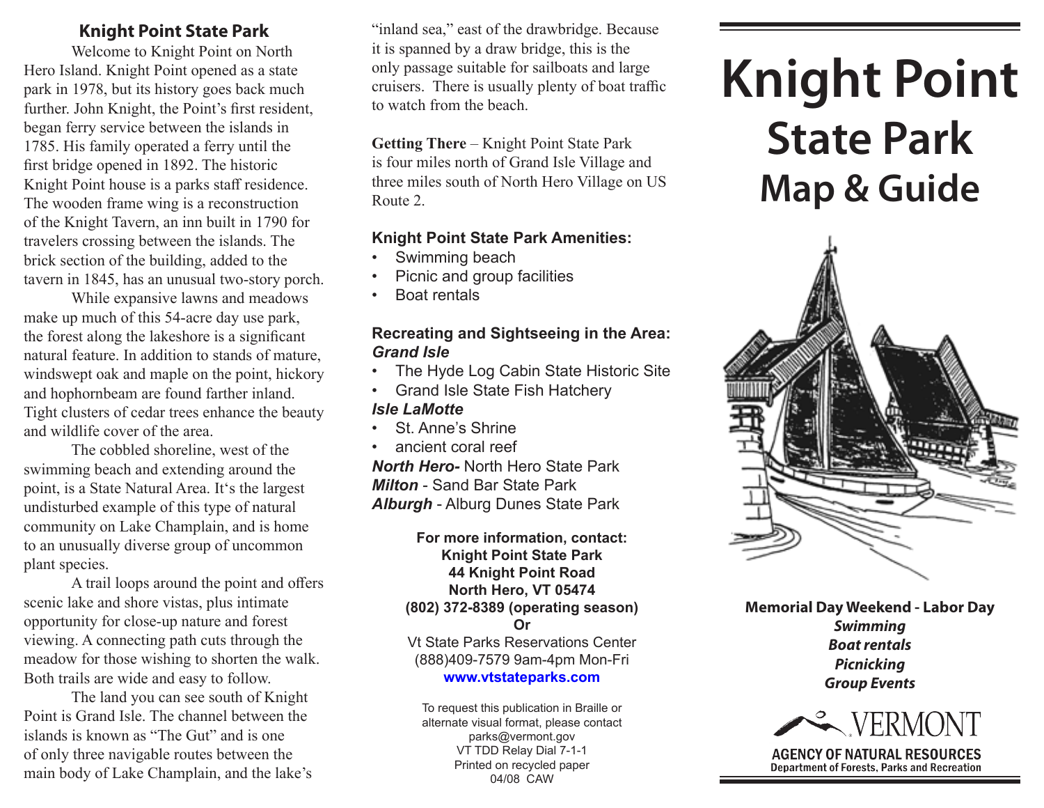## Knight Point State Park

Welcome to Knight Point on North Hero Island. Knight Point opened as a state park in 1978, but its history goes back much further. John Knight, the Point's first resident, began ferry service between the islands in 1785. His family operated a ferry until the first bridge opened in 1892. The historic Knight Point house is a parks staff residence. The wooden frame wing is a reconstruction of the Knight Tavern, an inn built in 1790 for travelers crossing between the islands. The brick section of the building, added to the tavern in 1845, has an unusual two-story porch.

While expansive lawns and meadows make up much of this 54-acre day use park, the forest along the lakeshore is a significant natural feature. In addition to stands of mature, windswept oak and maple on the point, hickory and hophornbeam are found farther inland. Tight clusters of cedar trees enhance the beauty and wildlife cover of the area.

The cobbled shoreline, west of the swimming beach and extending around the point, is a State Natural Area. It's the largest undisturbed example of this type of natural community on Lake Champlain, and is home to an unusually diverse group of uncommon plant species.

A trail loops around the point and offers scenic lake and shore vistas, plus intimate opportunity for close-up nature and forest viewing. A connecting path cuts through the meadow for those wishing to shorten the walk. Both trails are wide and easy to follow.

The land you can see south of Knight Point is Grand Isle. The channel between the islands is known as "The Gut" and is one of only three navigable routes between the main body of Lake Champlain, and the lake's "inland sea," east of the drawbridge. Because it is spanned by a draw bridge, this is the only passage suitable for sailboats and large cruisers. There is usually plenty of boat traffic to watch from the beach.

**Getting There** – Knight Point State Park is four miles north of Grand Isle Village and three miles south of North Hero Village on US Route 2.

### Knight Point State Park Amenities:

- Swimming beach
- Picnic and group facilities
- Boat rentals

### Recreating and Sightseeing in the Area:

***Grand Isle***

- The Hyde Log Cabin State Historic Site
- Grand Isle State Fish Hatchery

***Isle LaMotte***

- St. Anne's Shrine
- ancient coral reef

***North Hero-*** North Hero State Park

***Milton*** - Sand Bar State Park

***Alburgh*** - Alburg Dunes State Park

**For more information, contact:**
**Knight Point State Park**
**44 Knight Point Road**
**North Hero, VT 05474**
**(802) 372-8389 (operating season)**
**Or**
Vt State Parks Reservations Center
(888)409-7579 9am-4pm Mon-Fri
**www.vtstateparks.com**

To request this publication in Braille or alternate visual format, please contact parks@vermont.gov
VT TDD Relay Dial 7-1-1
Printed on recycled paper
04/08 CAW

# Knight Point State Park Map & Guide

**Memorial Day Weekend - Labor Day**

***Swimming***
***Boat rentals***
***Picnicking***
***Group Events***

VERMONT
AGENCY OF NATURAL RESOURCES
Department of Forests, Parks and Recreation